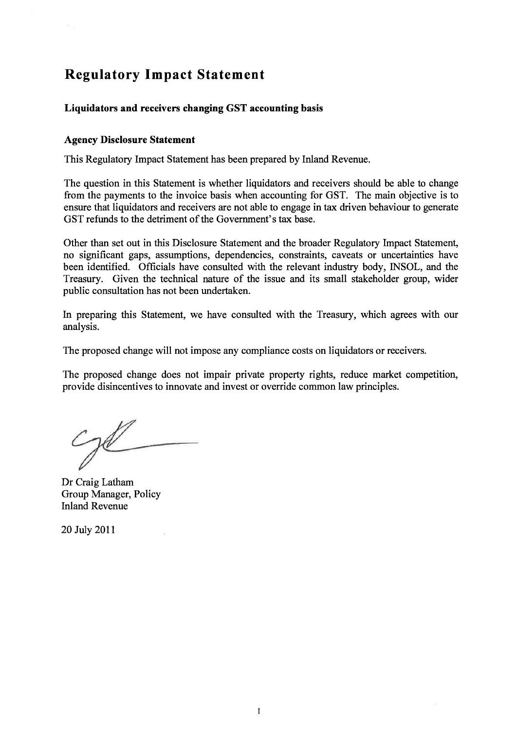# Regulatory Impact Statement

### Liquidators and receivers changing GST accounting basis

### Agency Disclosure Statement

This Regulatory Impact Statement has been prepared by Inland Revenue.

The question in this Statement is whether liquidators and receivers should be able to change from the payments to the invoice basis when accounting for GST. The main objective is to ensure that liquidators and receivers are not able to engage in tax driven behaviour to generate GST refunds to the detriment of the Government's tax base.

Other than set out in this Disclosure Statement and the broader Regulatory Impact Statement, no significant gaps, assumptions, dependencies, constraints, caveats or uncertainties have been identified. Officials have consulted with the relevant industry body, INSOL, and the Treasury. Given the technical nature of the issue and its small stakeholder group, wider public consultation has not been undertaken.

In preparing this Statement, we have consulted with the Treasury, which agrees with our analysis.

The proposed change will not impose any compliance costs on liquidators or receivers.

The proposed change does not impair private property rights, reduce market competition, provide disincentives to innovate and invest or override common law principles.

Dr Craig Latham
Group Manager, Policy
Inland Revenue

20 July 2011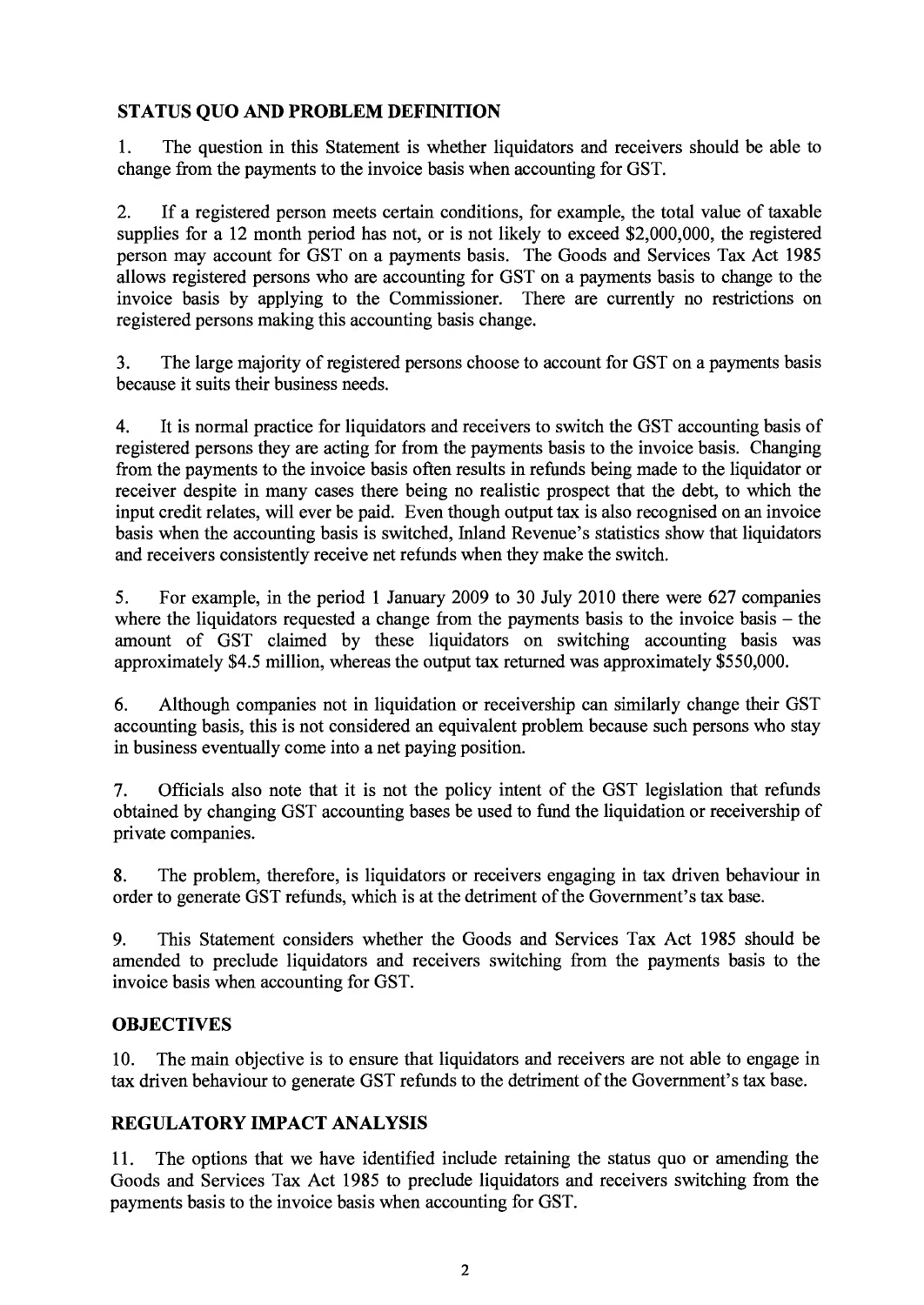## STATUS QUO AND PROBLEM DEFINITION

1. The question in this Statement is whether liquidators and receivers should be able to change from the payments to the invoice basis when accounting for GST.

2. If a registered person meets certain conditions, for example, the total value of taxable supplies for a 12 month period has not, or is not likely to exceed $2,000,000, the registered person may account for GST on a payments basis. The Goods and Services Tax Act 1985 allows registered persons who are accounting for GST on a payments basis to change to the invoice basis by applying to the Commissioner. There are currently no restrictions on registered persons making this accounting basis change.

3. The large majority of registered persons choose to account for GST on a payments basis because it suits their business needs.

4. It is normal practice for liquidators and receivers to switch the GST accounting basis of registered persons they are acting for from the payments basis to the invoice basis. Changing from the payments to the invoice basis often results in refunds being made to the liquidator or receiver despite in many cases there being no realistic prospect that the debt, to which the input credit relates, will ever be paid. Even though output tax is also recognised on an invoice basis when the accounting basis is switched, Inland Revenue's statistics show that liquidators and receivers consistently receive net refunds when they make the switch.

5. For example, in the period 1 January 2009 to 30 July 2010 there were 627 companies where the liquidators requested a change from the payments basis to the invoice basis – the amount of GST claimed by these liquidators on switching accounting basis was approximately $4.5 million, whereas the output tax returned was approximately $550,000.

6. Although companies not in liquidation or receivership can similarly change their GST accounting basis, this is not considered an equivalent problem because such persons who stay in business eventually come into a net paying position.

7. Officials also note that it is not the policy intent of the GST legislation that refunds obtained by changing GST accounting bases be used to fund the liquidation or receivership of private companies.

8. The problem, therefore, is liquidators or receivers engaging in tax driven behaviour in order to generate GST refunds, which is at the detriment of the Government's tax base.

9. This Statement considers whether the Goods and Services Tax Act 1985 should be amended to preclude liquidators and receivers switching from the payments basis to the invoice basis when accounting for GST.

## OBJECTIVES

10. The main objective is to ensure that liquidators and receivers are not able to engage in tax driven behaviour to generate GST refunds to the detriment of the Government's tax base.

## REGULATORY IMPACT ANALYSIS

11. The options that we have identified include retaining the status quo or amending the Goods and Services Tax Act 1985 to preclude liquidators and receivers switching from the payments basis to the invoice basis when accounting for GST.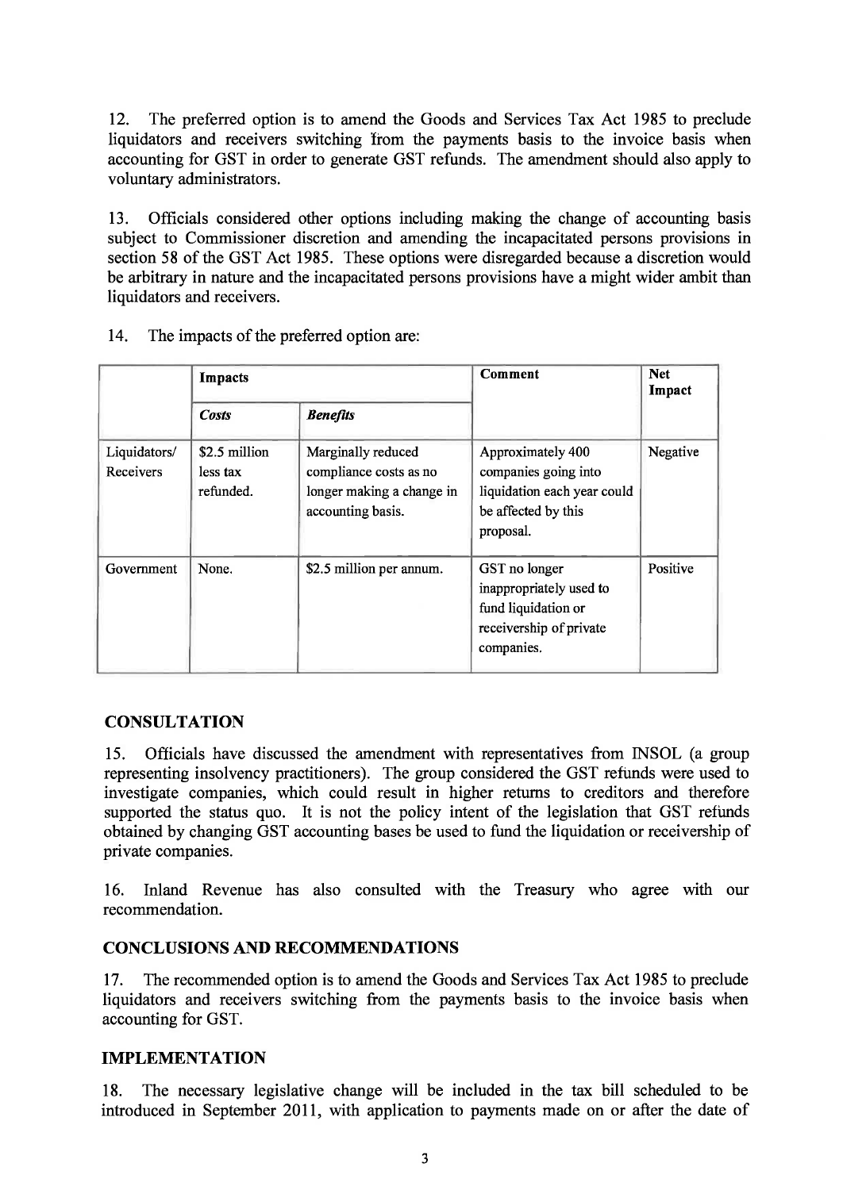12. The preferred option is to amend the Goods and Services Tax Act 1985 to preclude liquidators and receivers switching from the payments basis to the invoice basis when accounting for GST in order to generate GST refunds. The amendment should also apply to voluntary administrators.

13. Officials considered other options including making the change of accounting basis subject to Commissioner discretion and amending the incapacitated persons provisions in section 58 of the GST Act 1985. These options were disregarded because a discretion would be arbitrary in nature and the incapacitated persons provisions have a might wider ambit than liquidators and receivers.

14. The impacts of the preferred option are:

| | **Impacts** | | **Comment** | **Net Impact** |
|---|---|---|---|---|
| | ***Costs*** | ***Benefits*** | | |
| Liquidators/ Receivers | $2.5 million less tax refunded. | Marginally reduced compliance costs as no longer making a change in accounting basis. | Approximately 400 companies going into liquidation each year could be affected by this proposal. | Negative |
| Government | None. | $2.5 million per annum. | GST no longer inappropriately used to fund liquidation or receivership of private companies. | Positive |

## CONSULTATION

15. Officials have discussed the amendment with representatives from INSOL (a group representing insolvency practitioners). The group considered the GST refunds were used to investigate companies, which could result in higher returns to creditors and therefore supported the status quo. It is not the policy intent of the legislation that GST refunds obtained by changing GST accounting bases be used to fund the liquidation or receivership of private companies.

16. Inland Revenue has also consulted with the Treasury who agree with our recommendation.

## CONCLUSIONS AND RECOMMENDATIONS

17. The recommended option is to amend the Goods and Services Tax Act 1985 to preclude liquidators and receivers switching from the payments basis to the invoice basis when accounting for GST.

## IMPLEMENTATION

18. The necessary legislative change will be included in the tax bill scheduled to be introduced in September 2011, with application to payments made on or after the date of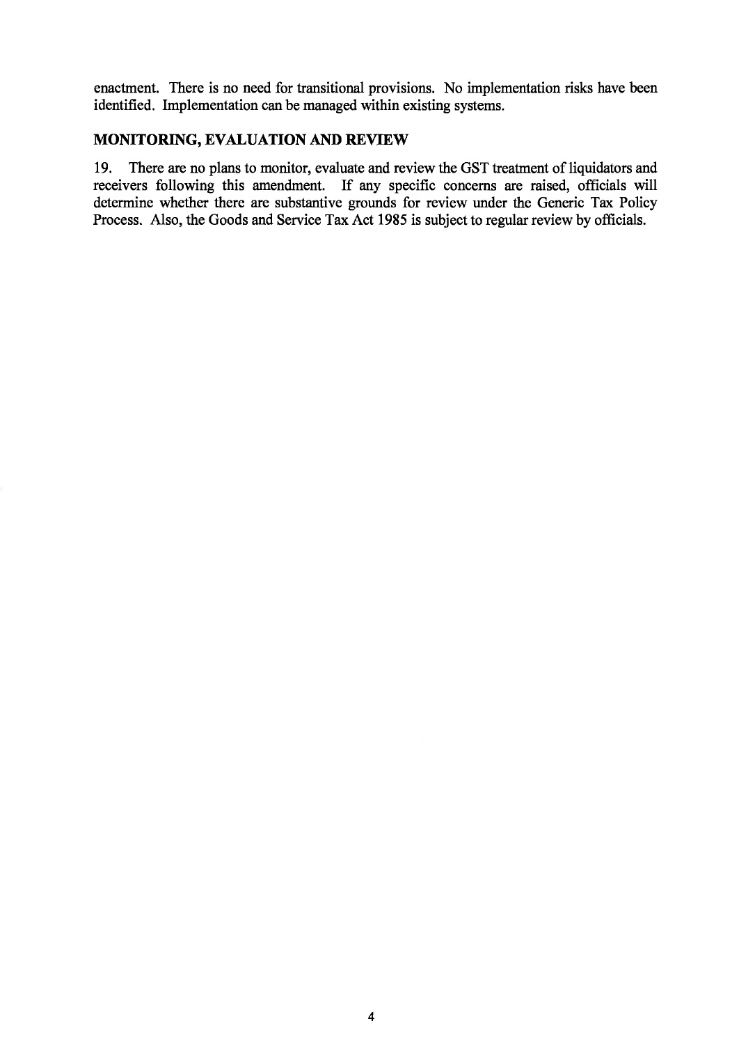enactment. There is no need for transitional provisions. No implementation risks have been identified. Implementation can be managed within existing systems.

## MONITORING, EVALUATION AND REVIEW

19. There are no plans to monitor, evaluate and review the GST treatment of liquidators and receivers following this amendment. If any specific concerns are raised, officials will determine whether there are substantive grounds for review under the Generic Tax Policy Process. Also, the Goods and Service Tax Act 1985 is subject to regular review by officials.